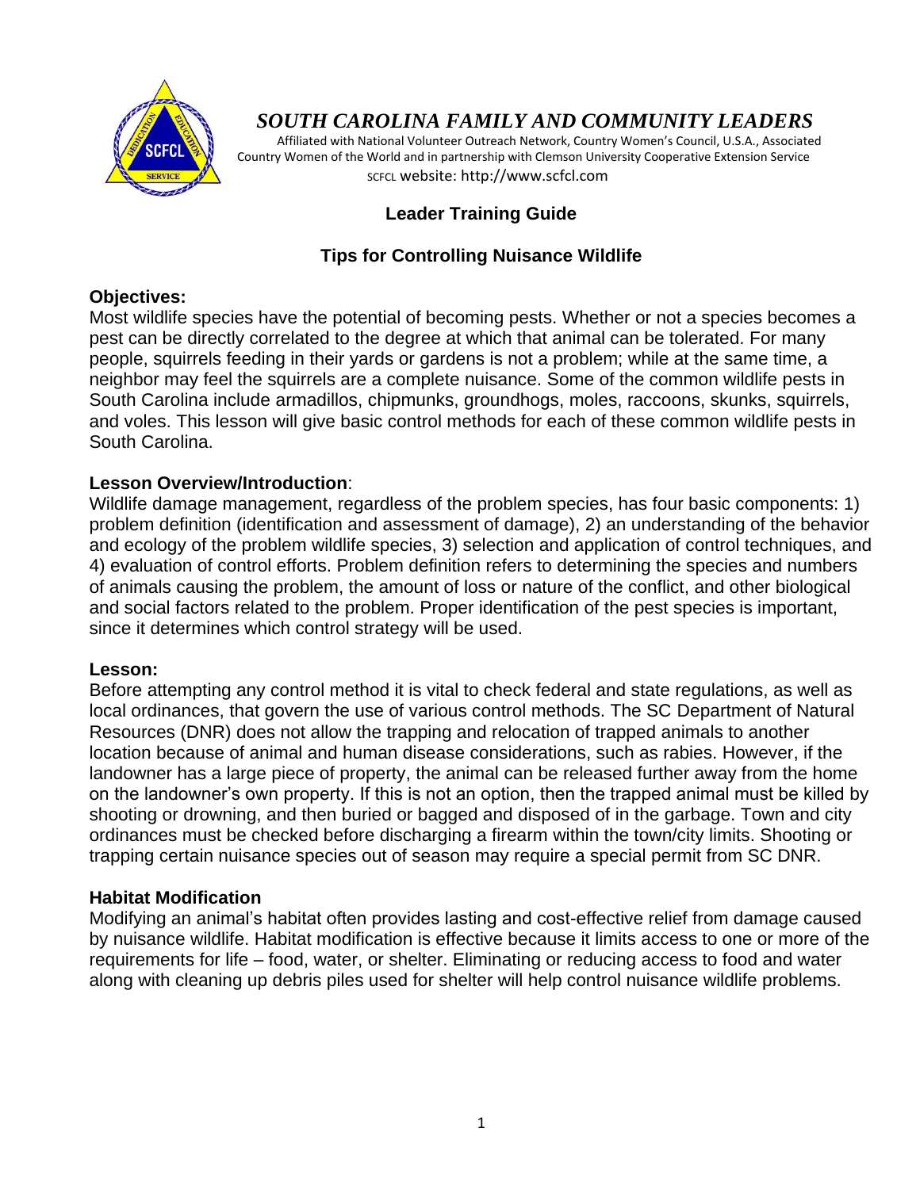# *SOUTH CAROLINA FAMILY AND COMMUNITY LEADERS*

Affiliated with National Volunteer Outreach Network, Country Women's Council, U.S.A., Associated Country Women of the World and in partnership with Clemson University Cooperative Extension Service

SCFCL website: http://www.scfcl.com

## Leader Training Guide

## Tips for Controlling Nuisance Wildlife

### Objectives:

Most wildlife species have the potential of becoming pests. Whether or not a species becomes a pest can be directly correlated to the degree at which that animal can be tolerated. For many people, squirrels feeding in their yards or gardens is not a problem; while at the same time, a neighbor may feel the squirrels are a complete nuisance. Some of the common wildlife pests in South Carolina include armadillos, chipmunks, groundhogs, moles, raccoons, skunks, squirrels, and voles. This lesson will give basic control methods for each of these common wildlife pests in South Carolina.

### Lesson Overview/Introduction:

Wildlife damage management, regardless of the problem species, has four basic components: 1) problem definition (identification and assessment of damage), 2) an understanding of the behavior and ecology of the problem wildlife species, 3) selection and application of control techniques, and 4) evaluation of control efforts. Problem definition refers to determining the species and numbers of animals causing the problem, the amount of loss or nature of the conflict, and other biological and social factors related to the problem. Proper identification of the pest species is important, since it determines which control strategy will be used.

### Lesson:

Before attempting any control method it is vital to check federal and state regulations, as well as local ordinances, that govern the use of various control methods. The SC Department of Natural Resources (DNR) does not allow the trapping and relocation of trapped animals to another location because of animal and human disease considerations, such as rabies. However, if the landowner has a large piece of property, the animal can be released further away from the home on the landowner's own property. If this is not an option, then the trapped animal must be killed by shooting or drowning, and then buried or bagged and disposed of in the garbage. Town and city ordinances must be checked before discharging a firearm within the town/city limits. Shooting or trapping certain nuisance species out of season may require a special permit from SC DNR.

### Habitat Modification

Modifying an animal's habitat often provides lasting and cost-effective relief from damage caused by nuisance wildlife. Habitat modification is effective because it limits access to one or more of the requirements for life – food, water, or shelter. Eliminating or reducing access to food and water along with cleaning up debris piles used for shelter will help control nuisance wildlife problems.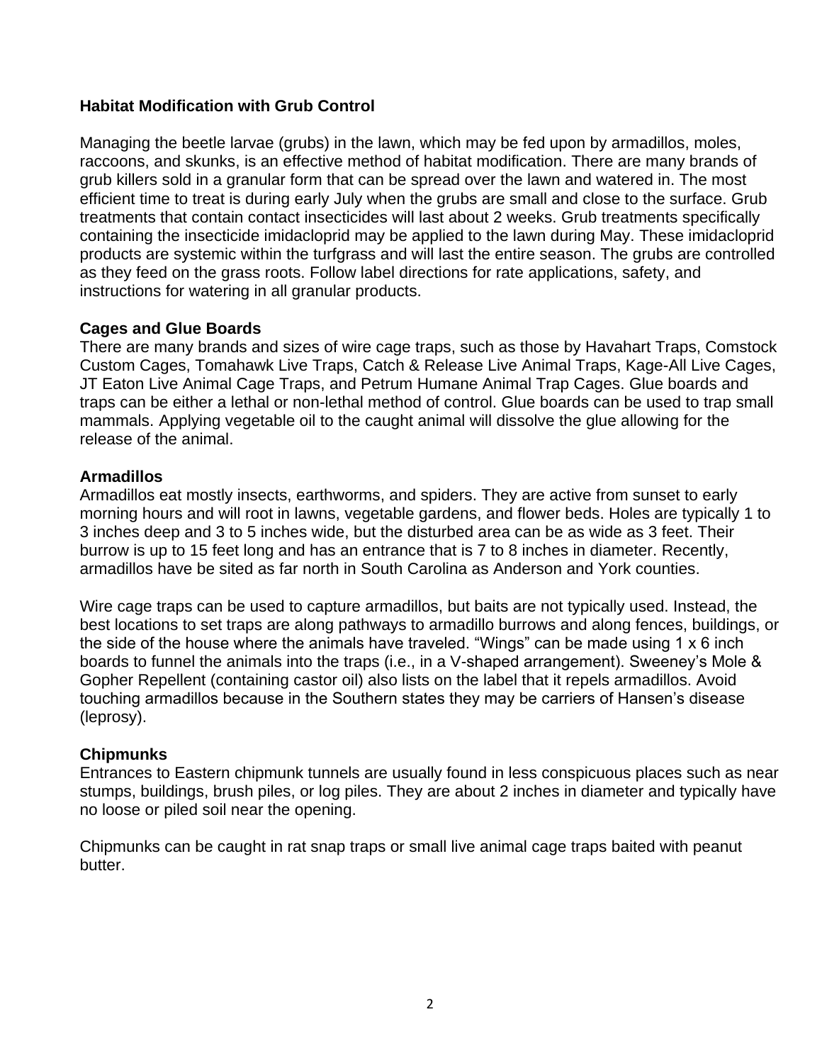### Habitat Modification with Grub Control

Managing the beetle larvae (grubs) in the lawn, which may be fed upon by armadillos, moles, raccoons, and skunks, is an effective method of habitat modification. There are many brands of grub killers sold in a granular form that can be spread over the lawn and watered in. The most efficient time to treat is during early July when the grubs are small and close to the surface. Grub treatments that contain contact insecticides will last about 2 weeks. Grub treatments specifically containing the insecticide imidacloprid may be applied to the lawn during May. These imidacloprid products are systemic within the turfgrass and will last the entire season. The grubs are controlled as they feed on the grass roots. Follow label directions for rate applications, safety, and instructions for watering in all granular products.

### Cages and Glue Boards

There are many brands and sizes of wire cage traps, such as those by Havahart Traps, Comstock Custom Cages, Tomahawk Live Traps, Catch & Release Live Animal Traps, Kage-All Live Cages, JT Eaton Live Animal Cage Traps, and Petrum Humane Animal Trap Cages. Glue boards and traps can be either a lethal or non-lethal method of control. Glue boards can be used to trap small mammals. Applying vegetable oil to the caught animal will dissolve the glue allowing for the release of the animal.

### Armadillos

Armadillos eat mostly insects, earthworms, and spiders. They are active from sunset to early morning hours and will root in lawns, vegetable gardens, and flower beds. Holes are typically 1 to 3 inches deep and 3 to 5 inches wide, but the disturbed area can be as wide as 3 feet. Their burrow is up to 15 feet long and has an entrance that is 7 to 8 inches in diameter. Recently, armadillos have be sited as far north in South Carolina as Anderson and York counties.

Wire cage traps can be used to capture armadillos, but baits are not typically used. Instead, the best locations to set traps are along pathways to armadillo burrows and along fences, buildings, or the side of the house where the animals have traveled. "Wings" can be made using 1 x 6 inch boards to funnel the animals into the traps (i.e., in a V-shaped arrangement). Sweeney's Mole & Gopher Repellent (containing castor oil) also lists on the label that it repels armadillos. Avoid touching armadillos because in the Southern states they may be carriers of Hansen's disease (leprosy).

### Chipmunks

Entrances to Eastern chipmunk tunnels are usually found in less conspicuous places such as near stumps, buildings, brush piles, or log piles. They are about 2 inches in diameter and typically have no loose or piled soil near the opening.

Chipmunks can be caught in rat snap traps or small live animal cage traps baited with peanut butter.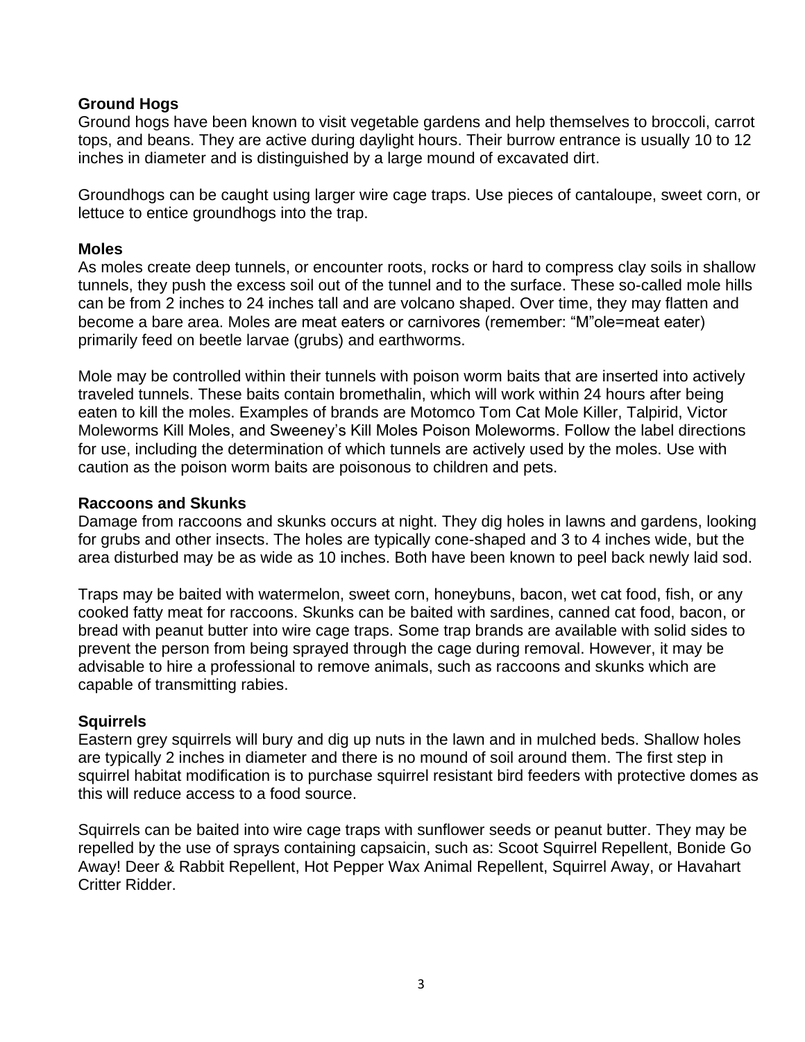**Ground Hogs**

Ground hogs have been known to visit vegetable gardens and help themselves to broccoli, carrot tops, and beans. They are active during daylight hours. Their burrow entrance is usually 10 to 12 inches in diameter and is distinguished by a large mound of excavated dirt.

Groundhogs can be caught using larger wire cage traps. Use pieces of cantaloupe, sweet corn, or lettuce to entice groundhogs into the trap.

**Moles**

As moles create deep tunnels, or encounter roots, rocks or hard to compress clay soils in shallow tunnels, they push the excess soil out of the tunnel and to the surface. These so-called mole hills can be from 2 inches to 24 inches tall and are volcano shaped. Over time, they may flatten and become a bare area. Moles are meat eaters or carnivores (remember: “M”ole=meat eater) primarily feed on beetle larvae (grubs) and earthworms.

Mole may be controlled within their tunnels with poison worm baits that are inserted into actively traveled tunnels. These baits contain bromethalin, which will work within 24 hours after being eaten to kill the moles. Examples of brands are Motomco Tom Cat Mole Killer, Talpirid, Victor Moleworms Kill Moles, and Sweeney’s Kill Moles Poison Moleworms. Follow the label directions for use, including the determination of which tunnels are actively used by the moles. Use with caution as the poison worm baits are poisonous to children and pets.

**Raccoons and Skunks**

Damage from raccoons and skunks occurs at night. They dig holes in lawns and gardens, looking for grubs and other insects. The holes are typically cone-shaped and 3 to 4 inches wide, but the area disturbed may be as wide as 10 inches. Both have been known to peel back newly laid sod.

Traps may be baited with watermelon, sweet corn, honeybuns, bacon, wet cat food, fish, or any cooked fatty meat for raccoons. Skunks can be baited with sardines, canned cat food, bacon, or bread with peanut butter into wire cage traps. Some trap brands are available with solid sides to prevent the person from being sprayed through the cage during removal. However, it may be advisable to hire a professional to remove animals, such as raccoons and skunks which are capable of transmitting rabies.

**Squirrels**

Eastern grey squirrels will bury and dig up nuts in the lawn and in mulched beds. Shallow holes are typically 2 inches in diameter and there is no mound of soil around them. The first step in squirrel habitat modification is to purchase squirrel resistant bird feeders with protective domes as this will reduce access to a food source.

Squirrels can be baited into wire cage traps with sunflower seeds or peanut butter. They may be repelled by the use of sprays containing capsaicin, such as: Scoot Squirrel Repellent, Bonide Go Away! Deer & Rabbit Repellent, Hot Pepper Wax Animal Repellent, Squirrel Away, or Havahart Critter Ridder.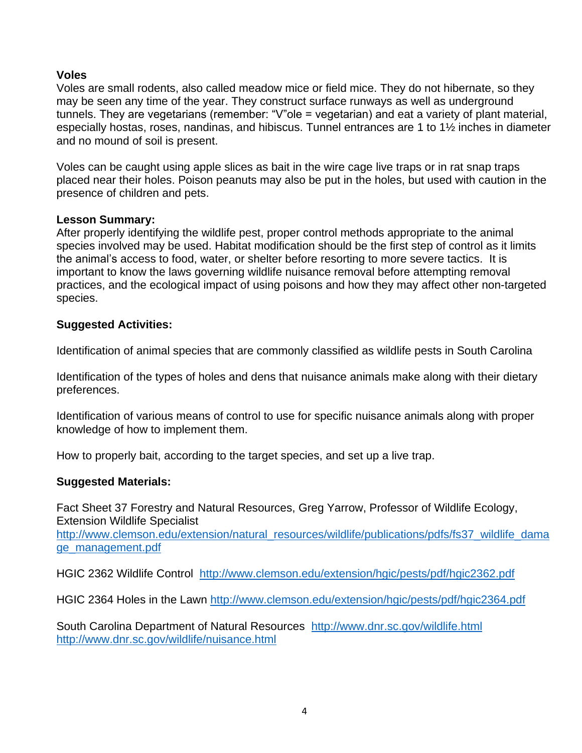**Voles**

Voles are small rodents, also called meadow mice or field mice. They do not hibernate, so they may be seen any time of the year. They construct surface runways as well as underground tunnels. They are vegetarians (remember: "V"ole = vegetarian) and eat a variety of plant material, especially hostas, roses, nandinas, and hibiscus. Tunnel entrances are 1 to 1½ inches in diameter and no mound of soil is present.

Voles can be caught using apple slices as bait in the wire cage live traps or in rat snap traps placed near their holes. Poison peanuts may also be put in the holes, but used with caution in the presence of children and pets.

**Lesson Summary:**

After properly identifying the wildlife pest, proper control methods appropriate to the animal species involved may be used. Habitat modification should be the first step of control as it limits the animal's access to food, water, or shelter before resorting to more severe tactics. It is important to know the laws governing wildlife nuisance removal before attempting removal practices, and the ecological impact of using poisons and how they may affect other non-targeted species.

**Suggested Activities:**

Identification of animal species that are commonly classified as wildlife pests in South Carolina

Identification of the types of holes and dens that nuisance animals make along with their dietary preferences.

Identification of various means of control to use for specific nuisance animals along with proper knowledge of how to implement them.

How to properly bait, according to the target species, and set up a live trap.

**Suggested Materials:**

Fact Sheet 37 Forestry and Natural Resources, Greg Yarrow, Professor of Wildlife Ecology, Extension Wildlife Specialist
http://www.clemson.edu/extension/natural_resources/wildlife/publications/pdfs/fs37_wildlife_damage_management.pdf

HGIC 2362 Wildlife Control http://www.clemson.edu/extension/hgic/pests/pdf/hgic2362.pdf

HGIC 2364 Holes in the Lawn http://www.clemson.edu/extension/hgic/pests/pdf/hgic2364.pdf

South Carolina Department of Natural Resources http://www.dnr.sc.gov/wildlife.html
http://www.dnr.sc.gov/wildlife/nuisance.html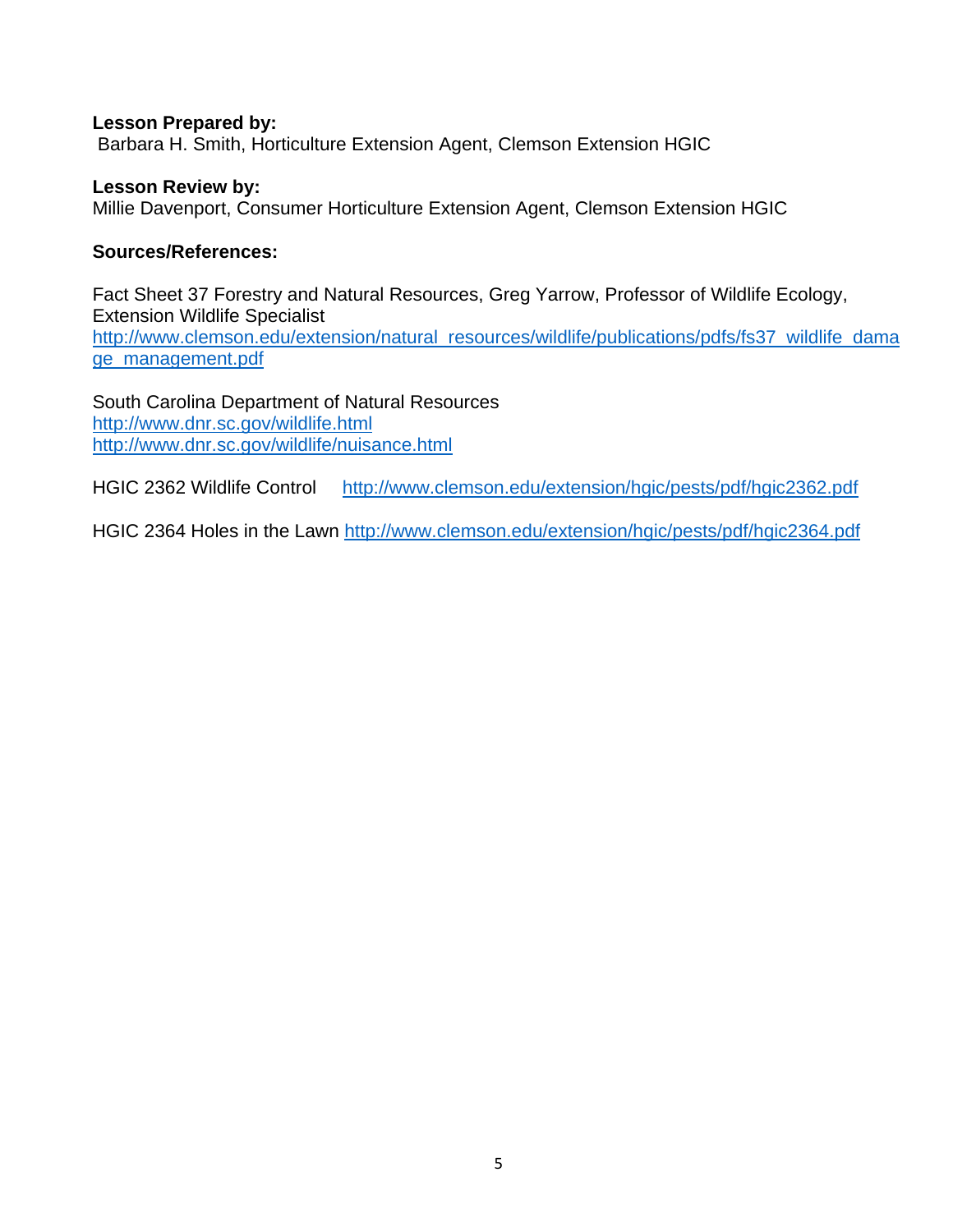**Lesson Prepared by:**
Barbara H. Smith, Horticulture Extension Agent, Clemson Extension HGIC

**Lesson Review by:**
Millie Davenport, Consumer Horticulture Extension Agent, Clemson Extension HGIC

**Sources/References:**

Fact Sheet 37 Forestry and Natural Resources, Greg Yarrow, Professor of Wildlife Ecology, Extension Wildlife Specialist
http://www.clemson.edu/extension/natural_resources/wildlife/publications/pdfs/fs37_wildlife_damage_management.pdf

South Carolina Department of Natural Resources
http://www.dnr.sc.gov/wildlife.html
http://www.dnr.sc.gov/wildlife/nuisance.html

HGIC 2362 Wildlife Control http://www.clemson.edu/extension/hgic/pests/pdf/hgic2362.pdf

HGIC 2364 Holes in the Lawn http://www.clemson.edu/extension/hgic/pests/pdf/hgic2364.pdf